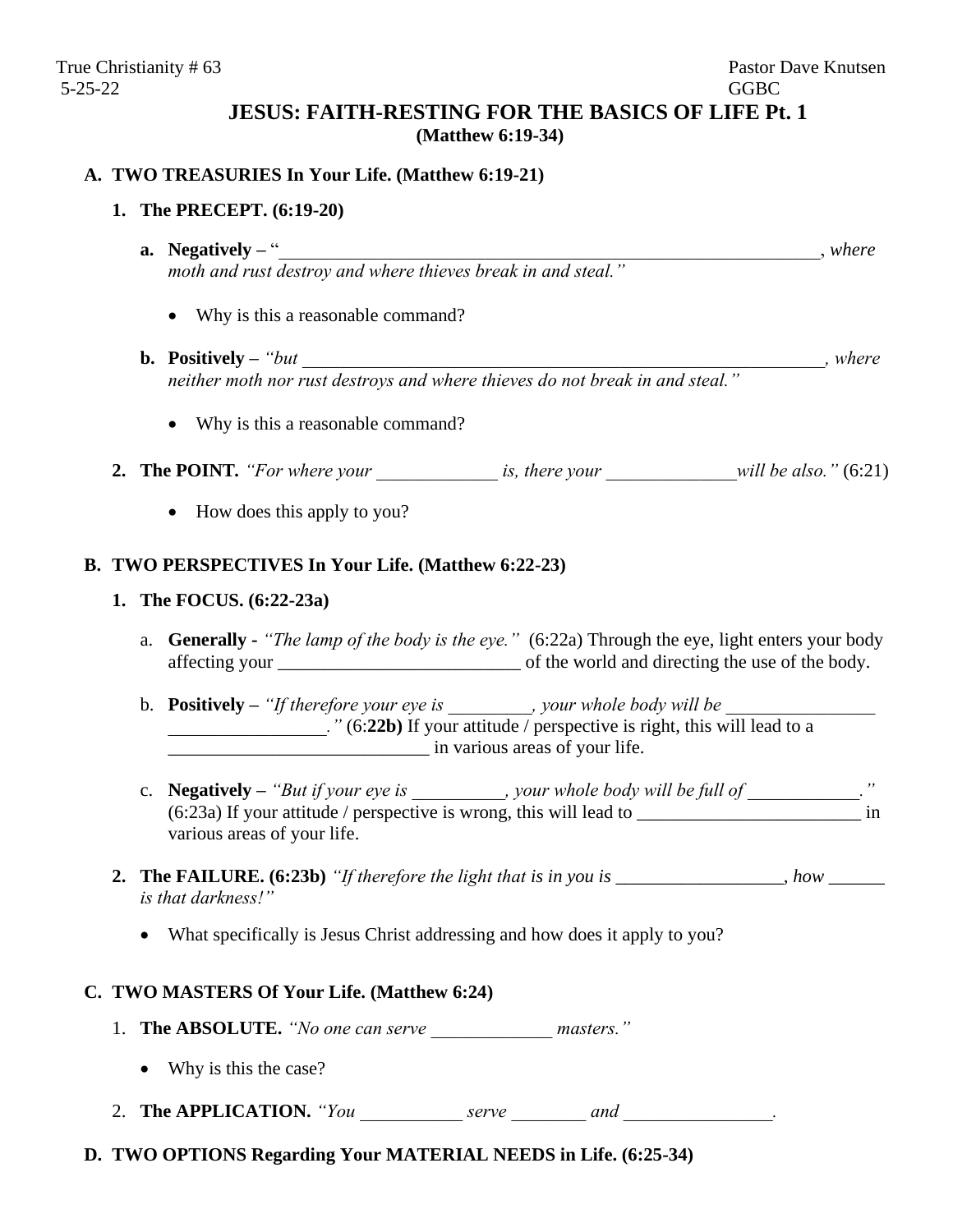True Christianity # 63 Pastor Dave Knutsen
5-25-22 GGBC

# JESUS: FAITH-RESTING FOR THE BASICS OF LIFE Pt. 1
**(Matthew 6:19-34)**

## A. TWO TREASURIES In Your Life. (Matthew 6:19-21)

### 1. The PRECEPT. (6:19-20)

**a. Negatively –** "_____________________________________________________________, *where moth and rust destroy and where thieves break in and steal."*

- Why is this a reasonable command?

**b. Positively –** *"but _________________________________________________________, where neither moth nor rust destroys and where thieves do not break in and steal."*

- Why is this a reasonable command?

### 2. The POINT. *"For where your _____________ is, there your ______________will be also."* (6:21)

- How does this apply to you?

## B. TWO PERSPECTIVES In Your Life. (Matthew 6:22-23)

### 1. The FOCUS. (6:22-23a)

a. **Generally -** *"The lamp of the body is the eye."* (6:22a) Through the eye, light enters your body affecting your __________________________ of the world and directing the use of the body.

b. **Positively –** *"If therefore your eye is _________, your whole body will be ________________ _________________."* (6:**22b)** If your attitude / perspective is right, this will lead to a ____________________________ in various areas of your life.

c. **Negatively –** *"But if your eye is __________, your whole body will be full of ____________."* (6:23a) If your attitude / perspective is wrong, this will lead to ________________________ in various areas of your life.

### 2. The FAILURE. (6:23b) *"If therefore the light that is in you is __________________, how ______ is that darkness!"*

- What specifically is Jesus Christ addressing and how does it apply to you?

## C. TWO MASTERS Of Your Life. (Matthew 6:24)

1. **The ABSOLUTE.** *"No one can serve _____________ masters."*

   - Why is this the case?

2. **The APPLICATION.** *"You ___________ serve ________ and ________________.*

## D. TWO OPTIONS Regarding Your MATERIAL NEEDS in Life. (6:25-34)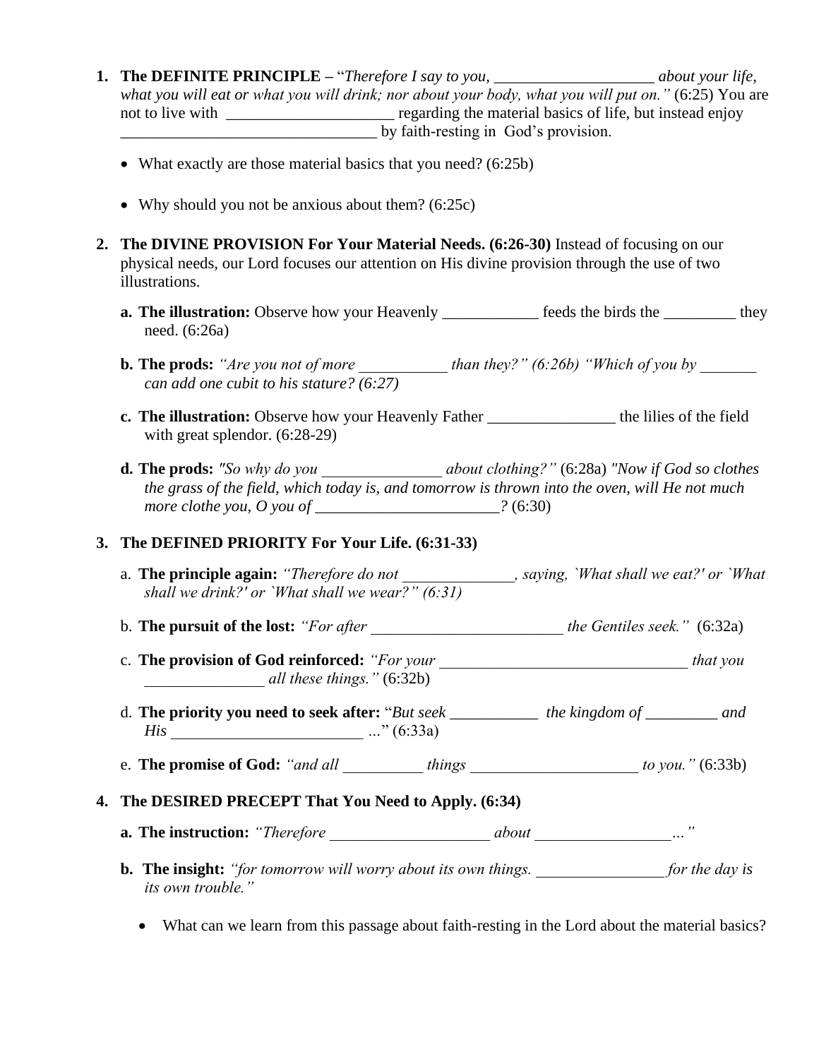1. **The DEFINITE PRINCIPLE –** "*Therefore I say to you, ____________________ about your life, what you will eat or what you will drink; nor about your body, what you will put on."* (6:25) You are not to live with ______________________ regarding the material basics of life, but instead enjoy __________________________________ by faith-resting in God's provision.

   - What exactly are those material basics that you need? (6:25b)

   - Why should you not be anxious about them? (6:25c)

2. **The DIVINE PROVISION For Your Material Needs. (6:26-30)** Instead of focusing on our physical needs, our Lord focuses our attention on His divine provision through the use of two illustrations.

   **a. The illustration:** Observe how your Heavenly ____________ feeds the birds the _________ they need. (6:26a)

   **b. The prods:** *"Are you not of more ___________ than they?" (6:26b) "Which of you by _______ can add one cubit to his stature? (6:27)*

   **c. The illustration:** Observe how your Heavenly Father ________________ the lilies of the field with great splendor. (6:28-29)

   **d. The prods:** *"So why do you _______________ about clothing?"* (6:28a) *"Now if God so clothes the grass of the field, which today is, and tomorrow is thrown into the oven, will He not much more clothe you, O you of ________________________?* (6:30)

3. **The DEFINED PRIORITY For Your Life. (6:31-33)**

   a. **The principle again:** *"Therefore do not ______________, saying, `What shall we eat?' or `What shall we drink?' or `What shall we wear?" (6:31)*

   b. **The pursuit of the lost:** *"For after _________________________ the Gentiles seek."* (6:32a)

   c. **The provision of God reinforced:** *"For your ________________________________ that you _______________ all these things."* (6:32b)

   d. **The priority you need to seek after:** "*But seek ___________ the kingdom of _________ and His _________________________ …*" (6:33a)

   e. **The promise of God:** *"and all __________ things _____________________ to you."* (6:33b)

4. **The DESIRED PRECEPT That You Need to Apply. (6:34)**

   **a. The instruction:** *"Therefore ____________________ about _________________…"*

   **b. The insight:** *"for tomorrow will worry about its own things. ________________ for the day is its own trouble."*

   - What can we learn from this passage about faith-resting in the Lord about the material basics?